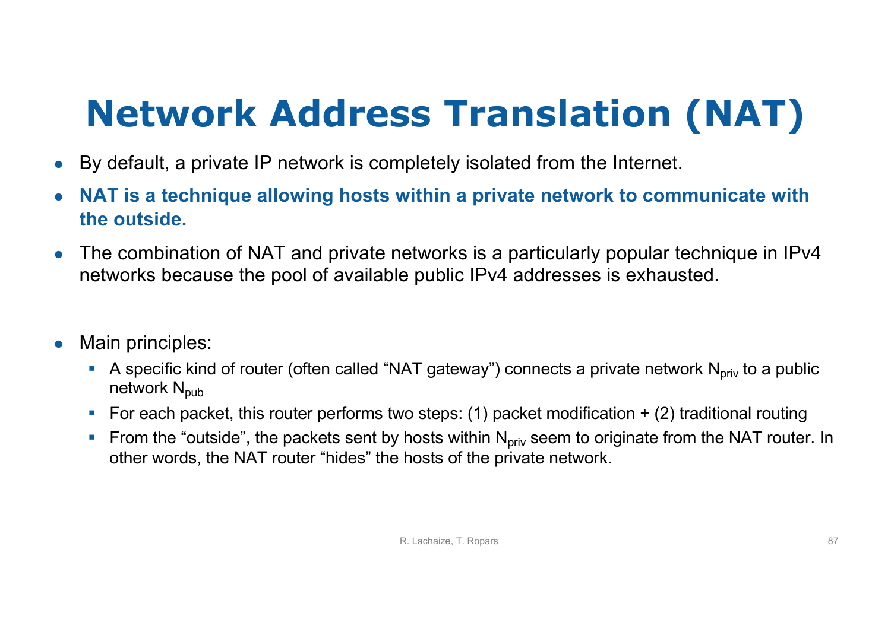# Network Address Translation (NAT)

- By default, a private IP network is completely isolated from the Internet.
- **NAT is a technique allowing hosts within a private network to communicate with the outside.**
- The combination of NAT and private networks is a particularly popular technique in IPv4 networks because the pool of available public IPv4 addresses is exhausted.

- Main principles:
  - A specific kind of router (often called "NAT gateway") connects a private network $N_{priv}$ to a public network $N_{pub}$
  - For each packet, this router performs two steps: (1) packet modification + (2) traditional routing
  - From the "outside", the packets sent by hosts within $N_{priv}$ seem to originate from the NAT router. In other words, the NAT router "hides" the hosts of the private network.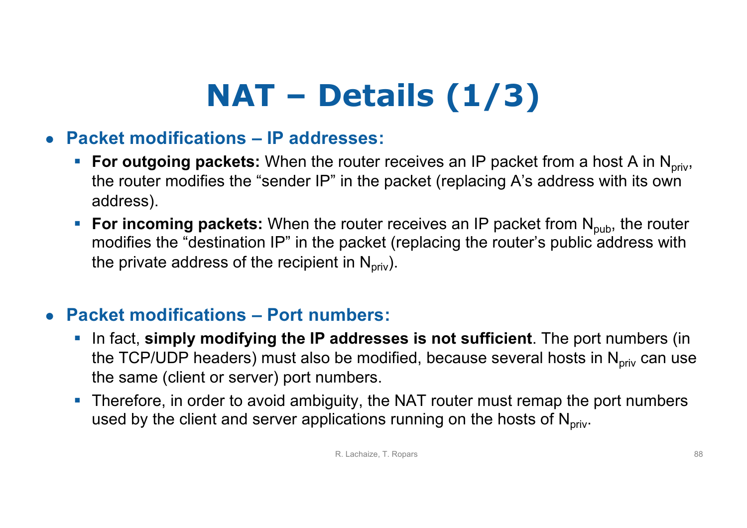# NAT – Details (1/3)

- **Packet modifications – IP addresses:**
  - **For outgoing packets:** When the router receives an IP packet from a host A in $N_{priv}$, the router modifies the "sender IP" in the packet (replacing A's address with its own address).
  - **For incoming packets:** When the router receives an IP packet from $N_{pub}$, the router modifies the "destination IP" in the packet (replacing the router's public address with the private address of the recipient in $N_{priv}$).

- **Packet modifications – Port numbers:**
  - In fact, **simply modifying the IP addresses is not sufficient**. The port numbers (in the TCP/UDP headers) must also be modified, because several hosts in $N_{priv}$ can use the same (client or server) port numbers.
  - Therefore, in order to avoid ambiguity, the NAT router must remap the port numbers used by the client and server applications running on the hosts of $N_{priv}$.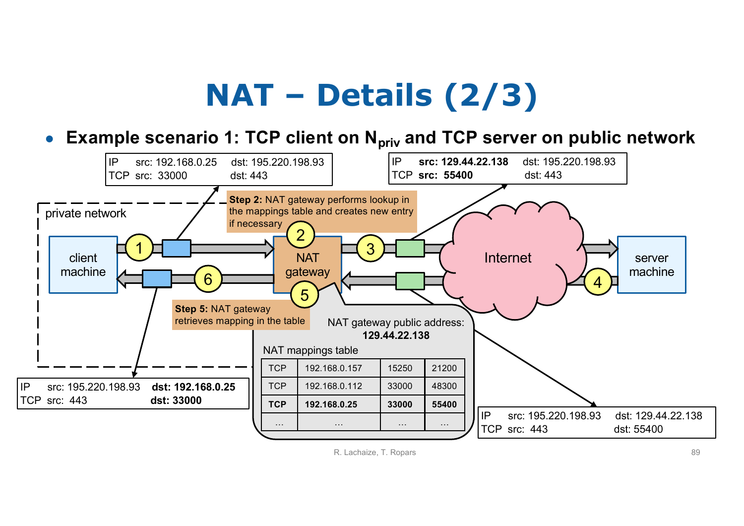# NAT – Details (2/3)

- **Example scenario 1: TCP client on $N_{priv}$ and TCP server on public network**

| IP | src: 192.168.0.25 | dst: 195.220.198.93 |
|---|---|---|
| TCP | src: 33000 | dst: 443 |

| IP | **src: 129.44.22.138** | dst: 195.220.198.93 |
|---|---|---|
| TCP | **src: 55400** | dst: 443 |

private network

client machine — 1 → NAT gateway (2) — 3 → Internet → server machine

server machine — 4 → Internet → NAT gateway (5) — 6 → client machine

**Step 2:** NAT gateway performs lookup in the mappings table and creates new entry if necessary

**Step 5:** NAT gateway retrieves mapping in the table

NAT gateway public address: **129.44.22.138**

NAT mappings table

| TCP | 192.168.0.157 | 15250 | 21200 |
|---|---|---|---|
| TCP | 192.168.0.112 | 33000 | 48300 |
| **TCP** | **192.168.0.25** | **33000** | **55400** |
| … | … | … | … |

| IP | src: 195.220.198.93 | dst: 129.44.22.138 |
|---|---|---|
| TCP | src: 443 | dst: 55400 |

| IP | src: 195.220.198.93 | **dst: 192.168.0.25** |
|---|---|---|
| TCP | src: 443 | **dst: 33000** |

R. Lachaize, T. Ropars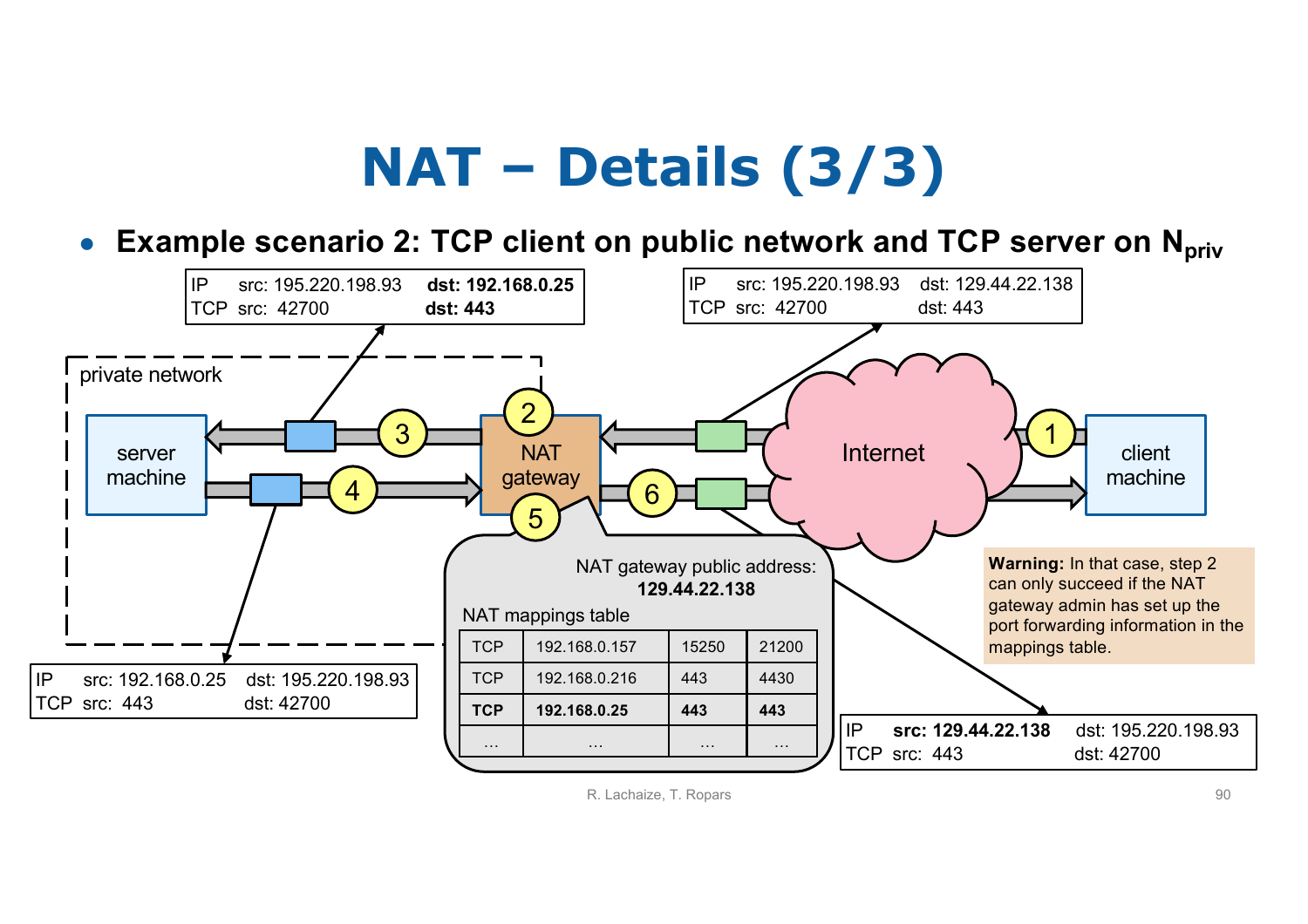# NAT – Details (3/3)

- **Example scenario 2: TCP client on public network and TCP server on $N_{priv}$**

IP src: 195.220.198.93 **dst: 192.168.0.25**
TCP src: 42700 **dst: 443**

IP src: 195.220.198.93 dst: 129.44.22.138
TCP src: 42700 dst: 443

private network

server machine

NAT gateway

Internet

client machine

1

2

3

4

5

6

IP src: 192.168.0.25 dst: 195.220.198.93
TCP src: 443 dst: 42700

NAT gateway public address: **129.44.22.138**

NAT mappings table

| | | | |
|---|---|---|---|
| TCP | 192.168.0.157 | 15250 | 21200 |
| TCP | 192.168.0.216 | 443 | 4430 |
| **TCP** | **192.168.0.25** | **443** | **443** |
| … | … | … | … |

IP **src: 129.44.22.138** dst: 195.220.198.93
TCP src: 443 dst: 42700

**Warning:** In that case, step 2 can only succeed if the NAT gateway admin has set up the port forwarding information in the mappings table.

R. Lachaize, T. Ropars